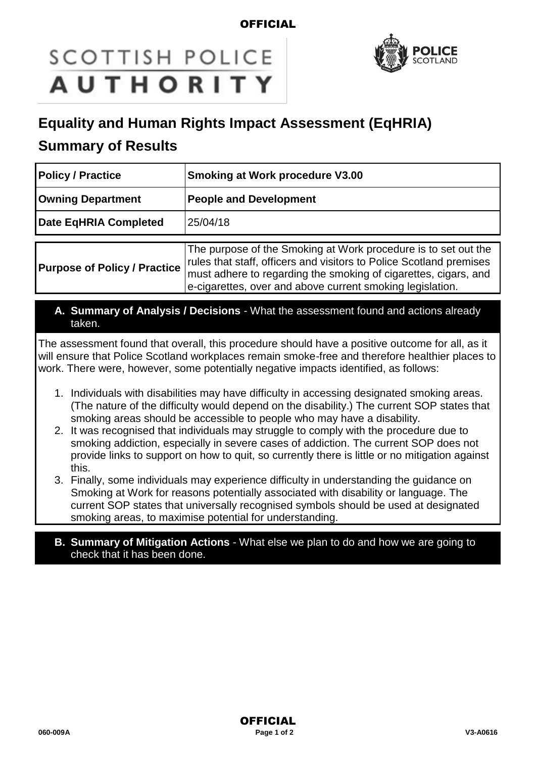OFFICIAL

SCOTTISH POLICE AUTHORITY

POLICE SCOTLAND

# Equality and Human Rights Impact Assessment (EqHRIA)

## Summary of Results

| | |
|---|---|
| **Policy / Practice** | **Smoking at Work procedure V3.00** |
| **Owning Department** | **People and Development** |
| **Date EqHRIA Completed** | 25/04/18 |

| | |
|---|---|
| **Purpose of Policy / Practice** | The purpose of the Smoking at Work procedure is to set out the rules that staff, officers and visitors to Police Scotland premises must adhere to regarding the smoking of cigarettes, cigars, and e-cigarettes, over and above current smoking legislation. |

### A. Summary of Analysis / Decisions - What the assessment found and actions already taken.

The assessment found that overall, this procedure should have a positive outcome for all, as it will ensure that Police Scotland workplaces remain smoke-free and therefore healthier places to work. There were, however, some potentially negative impacts identified, as follows:

1. Individuals with disabilities may have difficulty in accessing designated smoking areas. (The nature of the difficulty would depend on the disability.) The current SOP states that smoking areas should be accessible to people who may have a disability.
2. It was recognised that individuals may struggle to comply with the procedure due to smoking addiction, especially in severe cases of addiction. The current SOP does not provide links to support on how to quit, so currently there is little or no mitigation against this.
3. Finally, some individuals may experience difficulty in understanding the guidance on Smoking at Work for reasons potentially associated with disability or language. The current SOP states that universally recognised symbols should be used at designated smoking areas, to maximise potential for understanding.

### B. Summary of Mitigation Actions - What else we plan to do and how we are going to check that it has been done.

OFFICIAL

060-009A

V3-A0616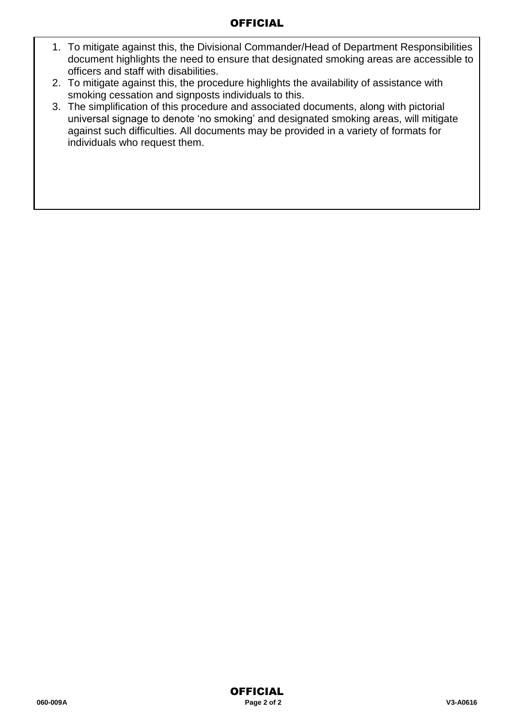1. To mitigate against this, the Divisional Commander/Head of Department Responsibilities document highlights the need to ensure that designated smoking areas are accessible to officers and staff with disabilities.
2. To mitigate against this, the procedure highlights the availability of assistance with smoking cessation and signposts individuals to this.
3. The simplification of this procedure and associated documents, along with pictorial universal signage to denote 'no smoking' and designated smoking areas, will mitigate against such difficulties. All documents may be provided in a variety of formats for individuals who request them.